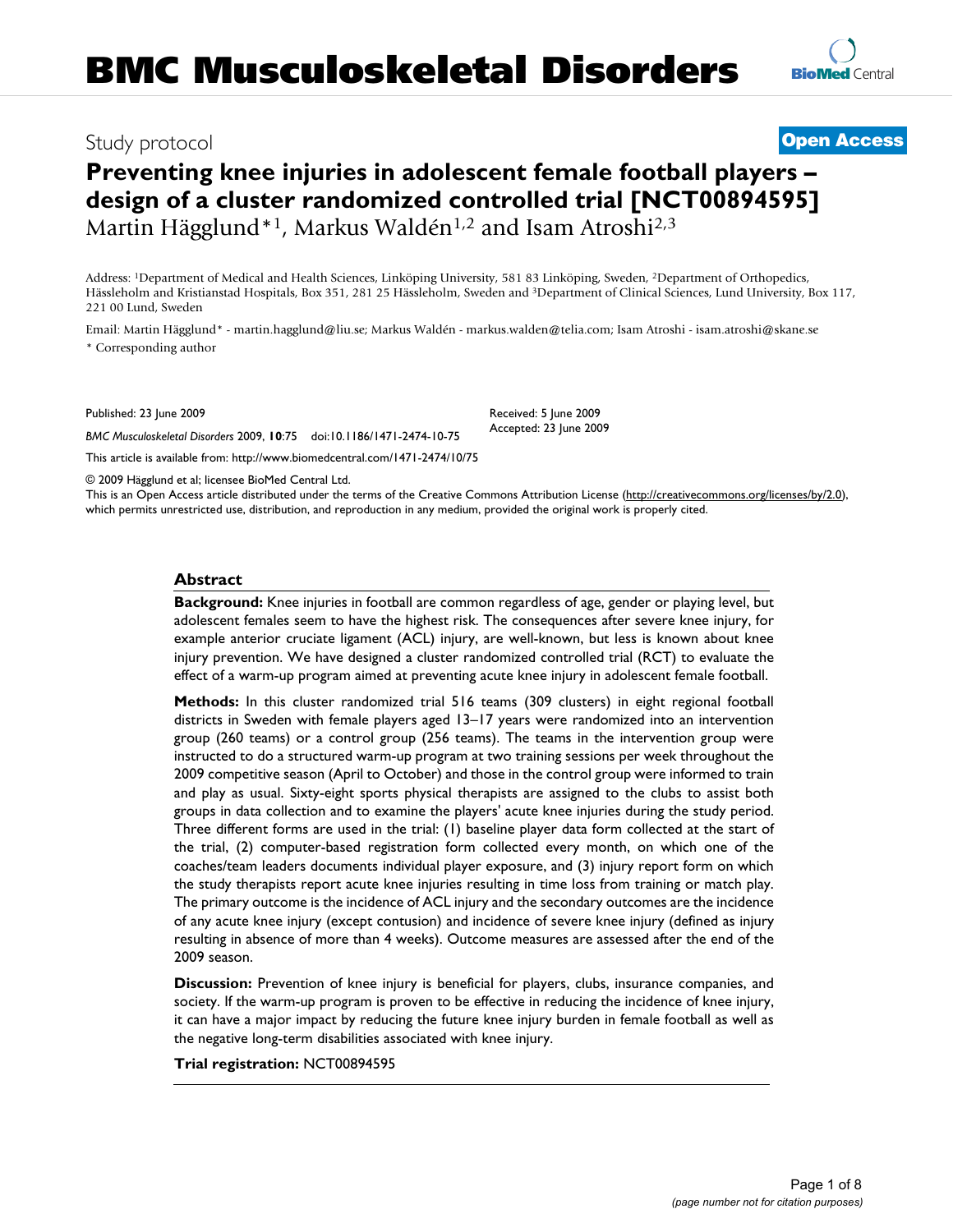# BMC Musculoskeletal Disorders

Study protocol

**Open Access**

# Preventing knee injuries in adolescent female football players – design of a cluster randomized controlled trial [NCT00894595]

Martin Hägglund*[1], Markus Waldén[1,2] and Isam Atroshi[2,3]

Address: [1]Department of Medical and Health Sciences, Linköping University, 581 83 Linköping, Sweden, [2]Department of Orthopedics, Hässleholm and Kristianstad Hospitals, Box 351, 281 25 Hässleholm, Sweden and [3]Department of Clinical Sciences, Lund University, Box 117, 221 00 Lund, Sweden

Email: Martin Hägglund* - martin.hagglund@liu.se; Markus Waldén - markus.walden@telia.com; Isam Atroshi - isam.atroshi@skane.se

\* Corresponding author

Published: 23 June 2009

*BMC Musculoskeletal Disorders* 2009, **10**:75 doi:10.1186/1471-2474-10-75

Received: 5 June 2009
Accepted: 23 June 2009

This article is available from: http://www.biomedcentral.com/1471-2474/10/75

© 2009 Hägglund et al; licensee BioMed Central Ltd.

This is an Open Access article distributed under the terms of the Creative Commons Attribution License (http://creativecommons.org/licenses/by/2.0), which permits unrestricted use, distribution, and reproduction in any medium, provided the original work is properly cited.

## Abstract

**Background:** Knee injuries in football are common regardless of age, gender or playing level, but adolescent females seem to have the highest risk. The consequences after severe knee injury, for example anterior cruciate ligament (ACL) injury, are well-known, but less is known about knee injury prevention. We have designed a cluster randomized controlled trial (RCT) to evaluate the effect of a warm-up program aimed at preventing acute knee injury in adolescent female football.

**Methods:** In this cluster randomized trial 516 teams (309 clusters) in eight regional football districts in Sweden with female players aged 13–17 years were randomized into an intervention group (260 teams) or a control group (256 teams). The teams in the intervention group were instructed to do a structured warm-up program at two training sessions per week throughout the 2009 competitive season (April to October) and those in the control group were informed to train and play as usual. Sixty-eight sports physical therapists are assigned to the clubs to assist both groups in data collection and to examine the players' acute knee injuries during the study period. Three different forms are used in the trial: (1) baseline player data form collected at the start of the trial, (2) computer-based registration form collected every month, on which one of the coaches/team leaders documents individual player exposure, and (3) injury report form on which the study therapists report acute knee injuries resulting in time loss from training or match play. The primary outcome is the incidence of ACL injury and the secondary outcomes are the incidence of any acute knee injury (except contusion) and incidence of severe knee injury (defined as injury resulting in absence of more than 4 weeks). Outcome measures are assessed after the end of the 2009 season.

**Discussion:** Prevention of knee injury is beneficial for players, clubs, insurance companies, and society. If the warm-up program is proven to be effective in reducing the incidence of knee injury, it can have a major impact by reducing the future knee injury burden in female football as well as the negative long-term disabilities associated with knee injury.

**Trial registration:** NCT00894595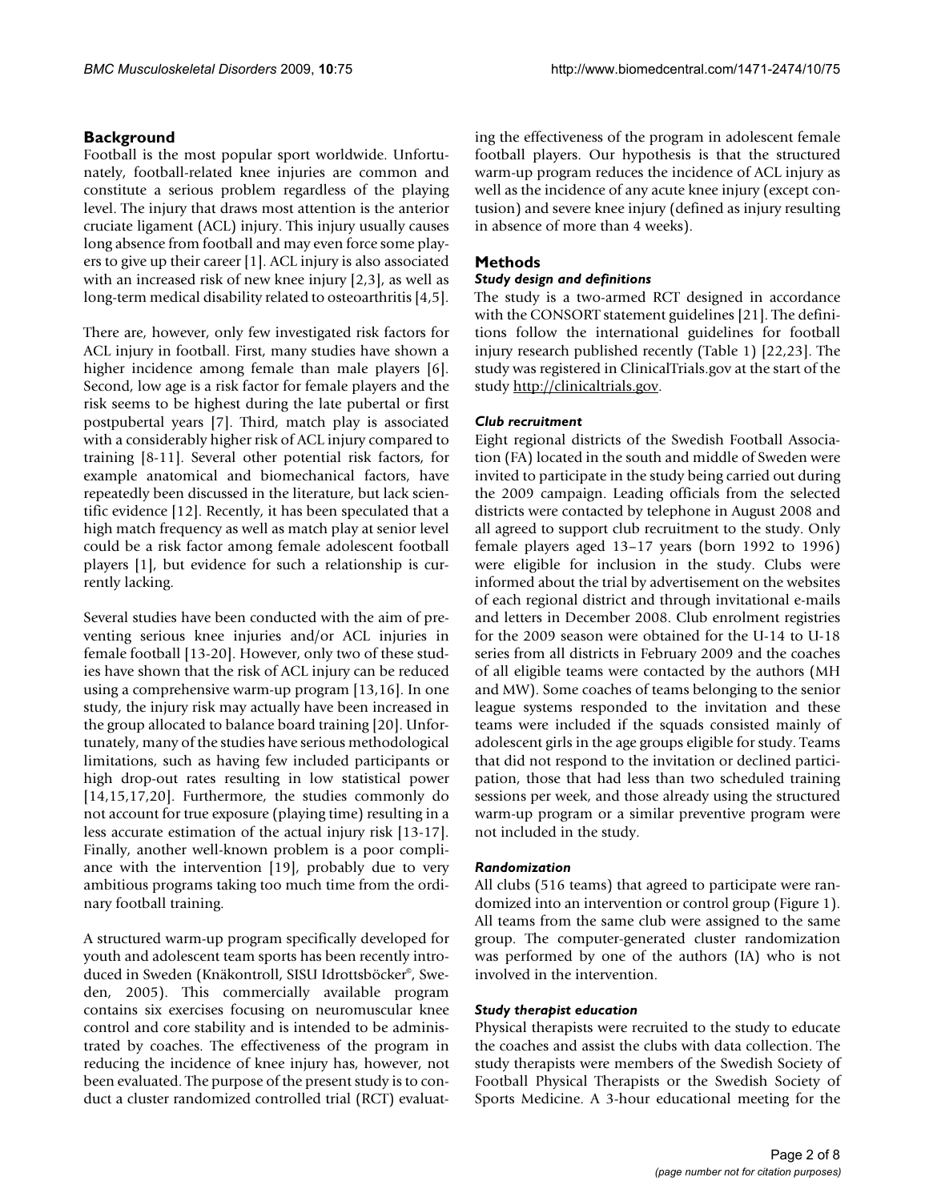## Background

Football is the most popular sport worldwide. Unfortunately, football-related knee injuries are common and constitute a serious problem regardless of the playing level. The injury that draws most attention is the anterior cruciate ligament (ACL) injury. This injury usually causes long absence from football and may even force some players to give up their career [1]. ACL injury is also associated with an increased risk of new knee injury [2,3], as well as long-term medical disability related to osteoarthritis [4,5].

There are, however, only few investigated risk factors for ACL injury in football. First, many studies have shown a higher incidence among female than male players [6]. Second, low age is a risk factor for female players and the risk seems to be highest during the late pubertal or first postpubertal years [7]. Third, match play is associated with a considerably higher risk of ACL injury compared to training [8-11]. Several other potential risk factors, for example anatomical and biomechanical factors, have repeatedly been discussed in the literature, but lack scientific evidence [12]. Recently, it has been speculated that a high match frequency as well as match play at senior level could be a risk factor among female adolescent football players [1], but evidence for such a relationship is currently lacking.

Several studies have been conducted with the aim of preventing serious knee injuries and/or ACL injuries in female football [13-20]. However, only two of these studies have shown that the risk of ACL injury can be reduced using a comprehensive warm-up program [13,16]. In one study, the injury risk may actually have been increased in the group allocated to balance board training [20]. Unfortunately, many of the studies have serious methodological limitations, such as having few included participants or high drop-out rates resulting in low statistical power [14,15,17,20]. Furthermore, the studies commonly do not account for true exposure (playing time) resulting in a less accurate estimation of the actual injury risk [13-17]. Finally, another well-known problem is a poor compliance with the intervention [19], probably due to very ambitious programs taking too much time from the ordinary football training.

A structured warm-up program specifically developed for youth and adolescent team sports has been recently introduced in Sweden (Knäkontroll, SISU Idrottsböcker©, Sweden, 2005). This commercially available program contains six exercises focusing on neuromuscular knee control and core stability and is intended to be administrated by coaches. The effectiveness of the program in reducing the incidence of knee injury has, however, not been evaluated. The purpose of the present study is to conduct a cluster randomized controlled trial (RCT) evaluating the effectiveness of the program in adolescent female football players. Our hypothesis is that the structured warm-up program reduces the incidence of ACL injury as well as the incidence of any acute knee injury (except contusion) and severe knee injury (defined as injury resulting in absence of more than 4 weeks).

## Methods

### *Study design and definitions*

The study is a two-armed RCT designed in accordance with the CONSORT statement guidelines [21]. The definitions follow the international guidelines for football injury research published recently (Table 1) [22,23]. The study was registered in ClinicalTrials.gov at the start of the study http://clinicaltrials.gov.

### *Club recruitment*

Eight regional districts of the Swedish Football Association (FA) located in the south and middle of Sweden were invited to participate in the study being carried out during the 2009 campaign. Leading officials from the selected districts were contacted by telephone in August 2008 and all agreed to support club recruitment to the study. Only female players aged 13–17 years (born 1992 to 1996) were eligible for inclusion in the study. Clubs were informed about the trial by advertisement on the websites of each regional district and through invitational e-mails and letters in December 2008. Club enrolment registries for the 2009 season were obtained for the U-14 to U-18 series from all districts in February 2009 and the coaches of all eligible teams were contacted by the authors (MH and MW). Some coaches of teams belonging to the senior league systems responded to the invitation and these teams were included if the squads consisted mainly of adolescent girls in the age groups eligible for study. Teams that did not respond to the invitation or declined participation, those that had less than two scheduled training sessions per week, and those already using the structured warm-up program or a similar preventive program were not included in the study.

### *Randomization*

All clubs (516 teams) that agreed to participate were randomized into an intervention or control group (Figure 1). All teams from the same club were assigned to the same group. The computer-generated cluster randomization was performed by one of the authors (IA) who is not involved in the intervention.

### *Study therapist education*

Physical therapists were recruited to the study to educate the coaches and assist the clubs with data collection. The study therapists were members of the Swedish Society of Football Physical Therapists or the Swedish Society of Sports Medicine. A 3-hour educational meeting for the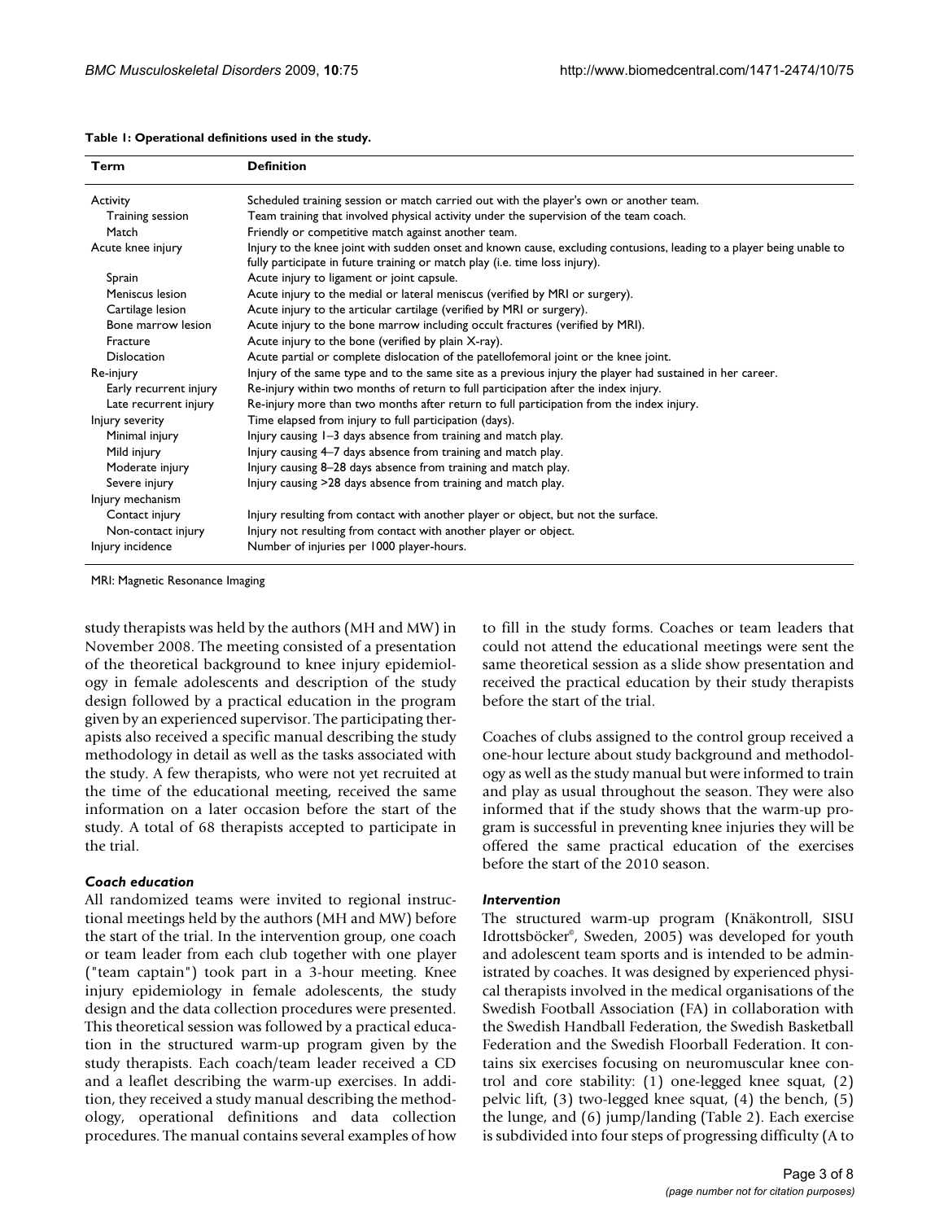**Table 1: Operational definitions used in the study.**

| Term | Definition |
| --- | --- |
| Activity | Scheduled training session or match carried out with the player's own or another team. |
| Training session | Team training that involved physical activity under the supervision of the team coach. |
| Match | Friendly or competitive match against another team. |
| Acute knee injury | Injury to the knee joint with sudden onset and known cause, excluding contusions, leading to a player being unable to fully participate in future training or match play (i.e. time loss injury). |
| Sprain | Acute injury to ligament or joint capsule. |
| Meniscus lesion | Acute injury to the medial or lateral meniscus (verified by MRI or surgery). |
| Cartilage lesion | Acute injury to the articular cartilage (verified by MRI or surgery). |
| Bone marrow lesion | Acute injury to the bone marrow including occult fractures (verified by MRI). |
| Fracture | Acute injury to the bone (verified by plain X-ray). |
| Dislocation | Acute partial or complete dislocation of the patellofemoral joint or the knee joint. |
| Re-injury | Injury of the same type and to the same site as a previous injury the player had sustained in her career. |
| Early recurrent injury | Re-injury within two months of return to full participation after the index injury. |
| Late recurrent injury | Re-injury more than two months after return to full participation from the index injury. |
| Injury severity | Time elapsed from injury to full participation (days). |
| Minimal injury | Injury causing 1–3 days absence from training and match play. |
| Mild injury | Injury causing 4–7 days absence from training and match play. |
| Moderate injury | Injury causing 8–28 days absence from training and match play. |
| Severe injury | Injury causing >28 days absence from training and match play. |
| Injury mechanism | |
| Contact injury | Injury resulting from contact with another player or object, but not the surface. |
| Non-contact injury | Injury not resulting from contact with another player or object. |
| Injury incidence | Number of injuries per 1000 player-hours. |

MRI: Magnetic Resonance Imaging

study therapists was held by the authors (MH and MW) in November 2008. The meeting consisted of a presentation of the theoretical background to knee injury epidemiology in female adolescents and description of the study design followed by a practical education in the program given by an experienced supervisor. The participating therapists also received a specific manual describing the study methodology in detail as well as the tasks associated with the study. A few therapists, who were not yet recruited at the time of the educational meeting, received the same information on a later occasion before the start of the study. A total of 68 therapists accepted to participate in the trial.

### *Coach education*

All randomized teams were invited to regional instructional meetings held by the authors (MH and MW) before the start of the trial. In the intervention group, one coach or team leader from each club together with one player ("team captain") took part in a 3-hour meeting. Knee injury epidemiology in female adolescents, the study design and the data collection procedures were presented. This theoretical session was followed by a practical education in the structured warm-up program given by the study therapists. Each coach/team leader received a CD and a leaflet describing the warm-up exercises. In addition, they received a study manual describing the methodology, operational definitions and data collection procedures. The manual contains several examples of how to fill in the study forms. Coaches or team leaders that could not attend the educational meetings were sent the same theoretical session as a slide show presentation and received the practical education by their study therapists before the start of the trial.

Coaches of clubs assigned to the control group received a one-hour lecture about study background and methodology as well as the study manual but were informed to train and play as usual throughout the season. They were also informed that if the study shows that the warm-up program is successful in preventing knee injuries they will be offered the same practical education of the exercises before the start of the 2010 season.

### *Intervention*

The structured warm-up program (Knäkontroll, SISU Idrottsböcker®, Sweden, 2005) was developed for youth and adolescent team sports and is intended to be administrated by coaches. It was designed by experienced physical therapists involved in the medical organisations of the Swedish Football Association (FA) in collaboration with the Swedish Handball Federation, the Swedish Basketball Federation and the Swedish Floorball Federation. It contains six exercises focusing on neuromuscular knee control and core stability: (1) one-legged knee squat, (2) pelvic lift, (3) two-legged knee squat, (4) the bench, (5) the lunge, and (6) jump/landing (Table 2). Each exercise is subdivided into four steps of progressing difficulty (A to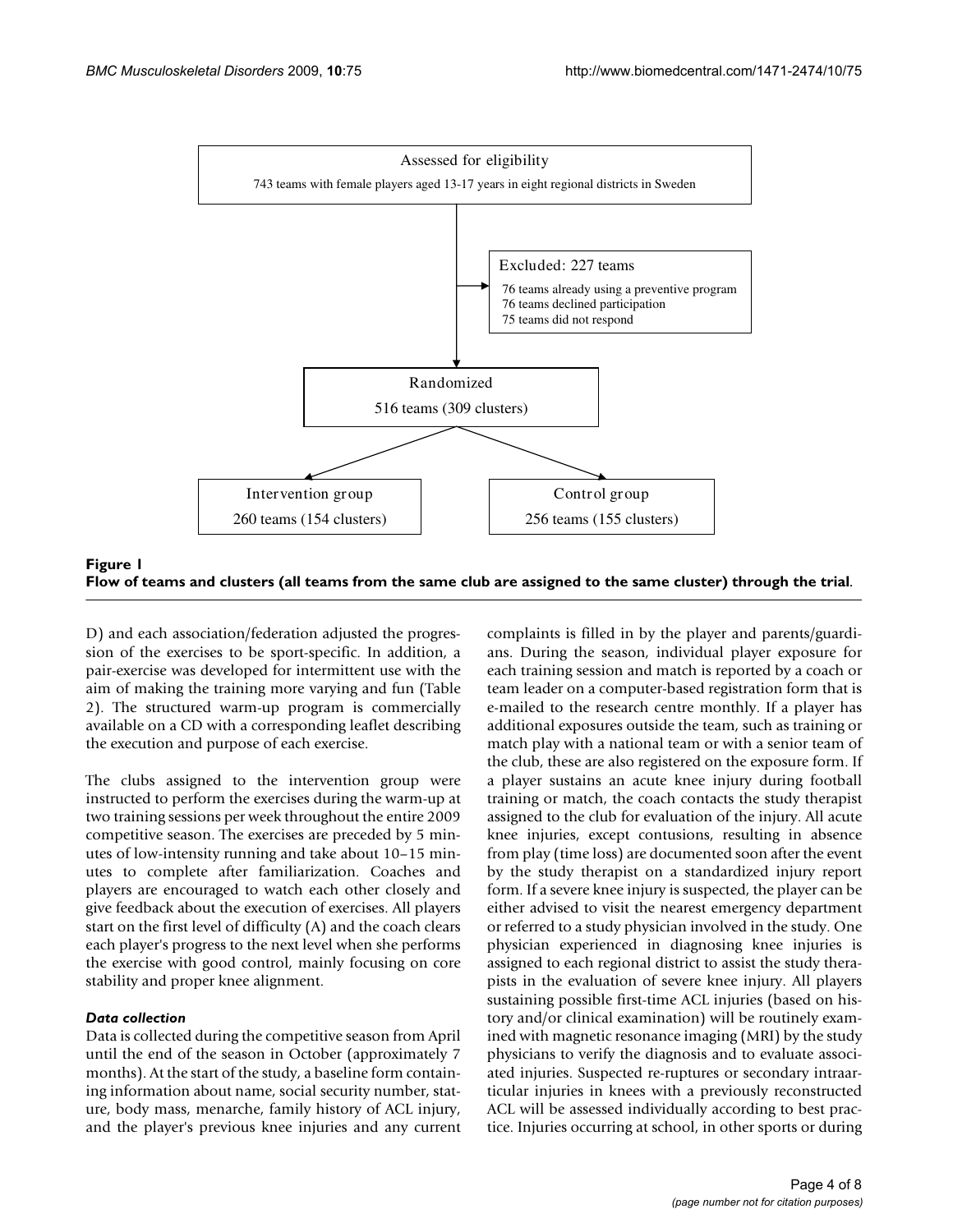Assessed for eligibility

743 teams with female players aged 13-17 years in eight regional districts in Sweden

Excluded: 227 teams

- 76 teams already using a preventive program
- 76 teams declined participation
- 75 teams did not respond

Randomized

516 teams (309 clusters)

Intervention group

260 teams (154 clusters)

Control group

256 teams (155 clusters)

**Figure 1**
**Flow of teams and clusters (all teams from the same club are assigned to the same cluster) through the trial**.

D) and each association/federation adjusted the progression of the exercises to be sport-specific. In addition, a pair-exercise was developed for intermittent use with the aim of making the training more varying and fun (Table 2). The structured warm-up program is commercially available on a CD with a corresponding leaflet describing the execution and purpose of each exercise.

The clubs assigned to the intervention group were instructed to perform the exercises during the warm-up at two training sessions per week throughout the entire 2009 competitive season. The exercises are preceded by 5 minutes of low-intensity running and take about 10–15 minutes to complete after familiarization. Coaches and players are encouraged to watch each other closely and give feedback about the execution of exercises. All players start on the first level of difficulty (A) and the coach clears each player's progress to the next level when she performs the exercise with good control, mainly focusing on core stability and proper knee alignment.

### *Data collection*

Data is collected during the competitive season from April until the end of the season in October (approximately 7 months). At the start of the study, a baseline form containing information about name, social security number, stature, body mass, menarche, family history of ACL injury, and the player's previous knee injuries and any current complaints is filled in by the player and parents/guardians. During the season, individual player exposure for each training session and match is reported by a coach or team leader on a computer-based registration form that is e-mailed to the research centre monthly. If a player has additional exposures outside the team, such as training or match play with a national team or with a senior team of the club, these are also registered on the exposure form. If a player sustains an acute knee injury during football training or match, the coach contacts the study therapist assigned to the club for evaluation of the injury. All acute knee injuries, except contusions, resulting in absence from play (time loss) are documented soon after the event by the study therapist on a standardized injury report form. If a severe knee injury is suspected, the player can be either advised to visit the nearest emergency department or referred to a study physician involved in the study. One physician experienced in diagnosing knee injuries is assigned to each regional district to assist the study therapists in the evaluation of severe knee injury. All players sustaining possible first-time ACL injuries (based on history and/or clinical examination) will be routinely examined with magnetic resonance imaging (MRI) by the study physicians to verify the diagnosis and to evaluate associated injuries. Suspected re-ruptures or secondary intraarticular injuries in knees with a previously reconstructed ACL will be assessed individually according to best practice. Injuries occurring at school, in other sports or during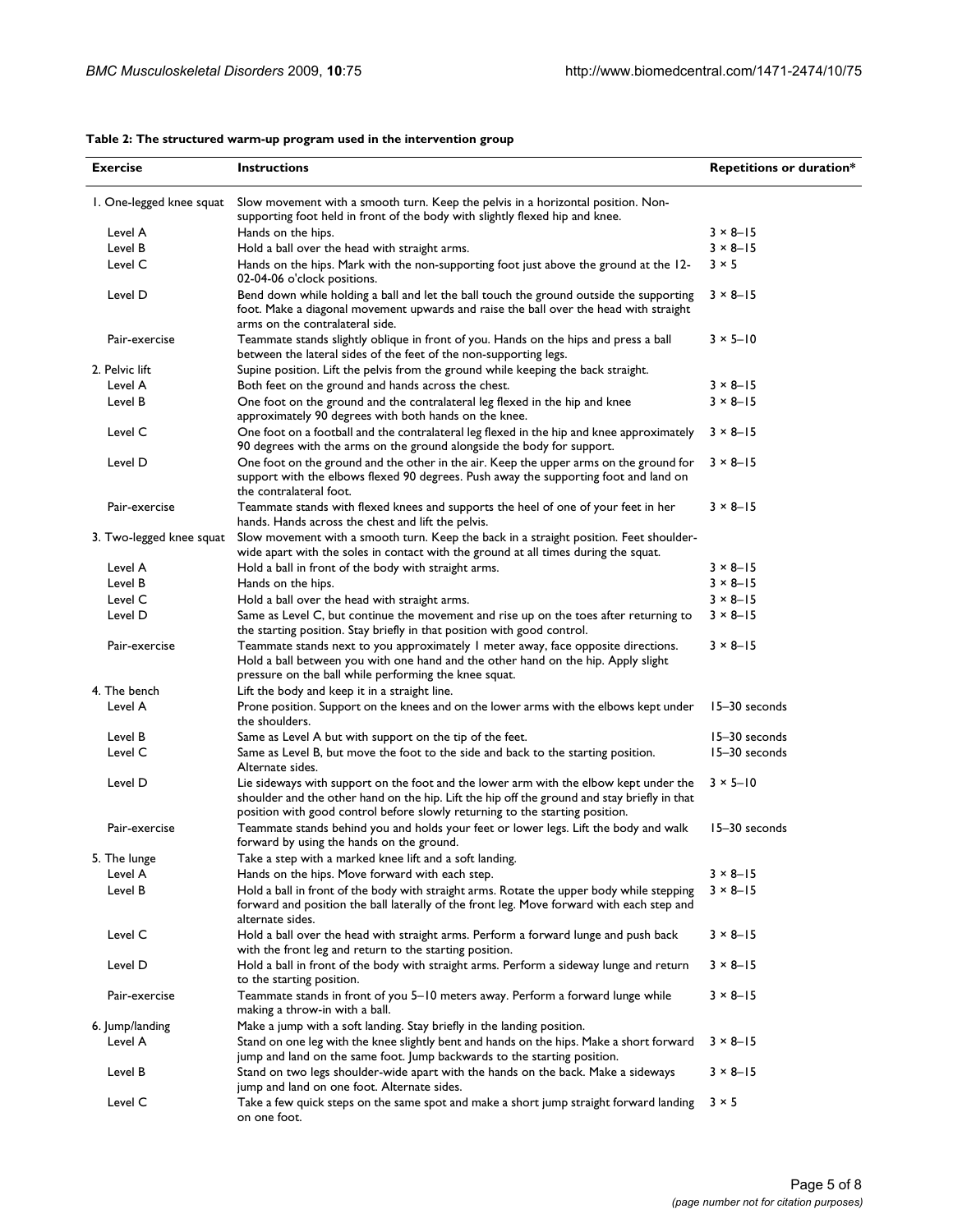**Table 2: The structured warm-up program used in the intervention group**

| Exercise | Instructions | Repetitions or duration* |
| --- | --- | --- |
| 1. One-legged knee squat | Slow movement with a smooth turn. Keep the pelvis in a horizontal position. Non-supporting foot held in front of the body with slightly flexed hip and knee. | |
| Level A | Hands on the hips. | 3 × 8–15 |
| Level B | Hold a ball over the head with straight arms. | 3 × 8–15 |
| Level C | Hands on the hips. Mark with the non-supporting foot just above the ground at the 12-02-04-06 o'clock positions. | 3 × 5 |
| Level D | Bend down while holding a ball and let the ball touch the ground outside the supporting foot. Make a diagonal movement upwards and raise the ball over the head with straight arms on the contralateral side. | 3 × 8–15 |
| Pair-exercise | Teammate stands slightly oblique in front of you. Hands on the hips and press a ball between the lateral sides of the feet of the non-supporting legs. | 3 × 5–10 |
| 2. Pelvic lift | Supine position. Lift the pelvis from the ground while keeping the back straight. | |
| Level A | Both feet on the ground and hands across the chest. | 3 × 8–15 |
| Level B | One foot on the ground and the contralateral leg flexed in the hip and knee approximately 90 degrees with both hands on the knee. | 3 × 8–15 |
| Level C | One foot on a football and the contralateral leg flexed in the hip and knee approximately 90 degrees with the arms on the ground alongside the body for support. | 3 × 8–15 |
| Level D | One foot on the ground and the other in the air. Keep the upper arms on the ground for support with the elbows flexed 90 degrees. Push away the supporting foot and land on the contralateral foot. | 3 × 8–15 |
| Pair-exercise | Teammate stands with flexed knees and supports the heel of one of your feet in her hands. Hands across the chest and lift the pelvis. | 3 × 8–15 |
| 3. Two-legged knee squat | Slow movement with a smooth turn. Keep the back in a straight position. Feet shoulder-wide apart with the soles in contact with the ground at all times during the squat. | |
| Level A | Hold a ball in front of the body with straight arms. | 3 × 8–15 |
| Level B | Hands on the hips. | 3 × 8–15 |
| Level C | Hold a ball over the head with straight arms. | 3 × 8–15 |
| Level D | Same as Level C, but continue the movement and rise up on the toes after returning to the starting position. Stay briefly in that position with good control. | 3 × 8–15 |
| Pair-exercise | Teammate stands next to you approximately 1 meter away, face opposite directions. Hold a ball between you with one hand and the other hand on the hip. Apply slight pressure on the ball while performing the knee squat. | 3 × 8–15 |
| 4. The bench | Lift the body and keep it in a straight line. | |
| Level A | Prone position. Support on the knees and on the lower arms with the elbows kept under the shoulders. | 15–30 seconds |
| Level B | Same as Level A but with support on the tip of the feet. | 15–30 seconds |
| Level C | Same as Level B, but move the foot to the side and back to the starting position. Alternate sides. | 15–30 seconds |
| Level D | Lie sideways with support on the foot and the lower arm with the elbow kept under the shoulder and the other hand on the hip. Lift the hip off the ground and stay briefly in that position with good control before slowly returning to the starting position. | 3 × 5–10 |
| Pair-exercise | Teammate stands behind you and holds your feet or lower legs. Lift the body and walk forward by using the hands on the ground. | 15–30 seconds |
| 5. The lunge | Take a step with a marked knee lift and a soft landing. | |
| Level A | Hands on the hips. Move forward with each step. | 3 × 8–15 |
| Level B | Hold a ball in front of the body with straight arms. Rotate the upper body while stepping forward and position the ball laterally of the front leg. Move forward with each step and alternate sides. | 3 × 8–15 |
| Level C | Hold a ball over the head with straight arms. Perform a forward lunge and push back with the front leg and return to the starting position. | 3 × 8–15 |
| Level D | Hold a ball in front of the body with straight arms. Perform a sideway lunge and return to the starting position. | 3 × 8–15 |
| Pair-exercise | Teammate stands in front of you 5–10 meters away. Perform a forward lunge while making a throw-in with a ball. | 3 × 8–15 |
| 6. Jump/landing | Make a jump with a soft landing. Stay briefly in the landing position. | |
| Level A | Stand on one leg with the knee slightly bent and hands on the hips. Make a short forward jump and land on the same foot. Jump backwards to the starting position. | 3 × 8–15 |
| Level B | Stand on two legs shoulder-wide apart with the hands on the back. Make a sideways jump and land on one foot. Alternate sides. | 3 × 8–15 |
| Level C | Take a few quick steps on the same spot and make a short jump straight forward landing on one foot. | 3 × 5 |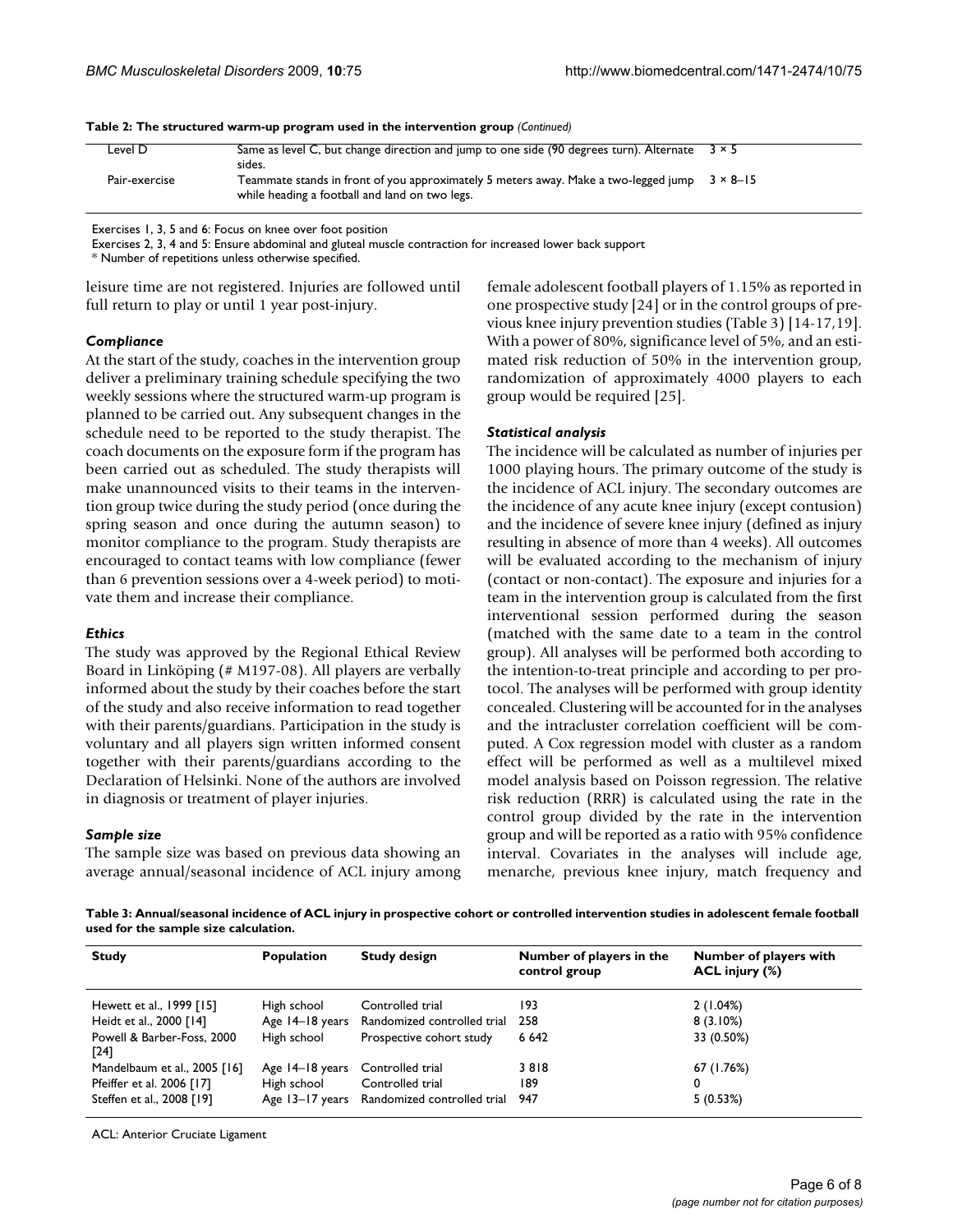**Table 2: The structured warm-up program used in the intervention group** *(Continued)*

| | | |
|---|---|---|
| Level D | Same as level C, but change direction and jump to one side (90 degrees turn). Alternate sides. | 3 × 5 |
| Pair-exercise | Teammate stands in front of you approximately 5 meters away. Make a two-legged jump while heading a football and land on two legs. | 3 × 8–15 |

Exercises 1, 3, 5 and 6: Focus on knee over foot position
Exercises 2, 3, 4 and 5: Ensure abdominal and gluteal muscle contraction for increased lower back support
\* Number of repetitions unless otherwise specified.

leisure time are not registered. Injuries are followed until full return to play or until 1 year post-injury.

### *Compliance*

At the start of the study, coaches in the intervention group deliver a preliminary training schedule specifying the two weekly sessions where the structured warm-up program is planned to be carried out. Any subsequent changes in the schedule need to be reported to the study therapist. The coach documents on the exposure form if the program has been carried out as scheduled. The study therapists will make unannounced visits to their teams in the intervention group twice during the study period (once during the spring season and once during the autumn season) to monitor compliance to the program. Study therapists are encouraged to contact teams with low compliance (fewer than 6 prevention sessions over a 4-week period) to motivate them and increase their compliance.

### *Ethics*

The study was approved by the Regional Ethical Review Board in Linköping (# M197-08). All players are verbally informed about the study by their coaches before the start of the study and also receive information to read together with their parents/guardians. Participation in the study is voluntary and all players sign written informed consent together with their parents/guardians according to the Declaration of Helsinki. None of the authors are involved in diagnosis or treatment of player injuries.

### *Sample size*

The sample size was based on previous data showing an average annual/seasonal incidence of ACL injury among female adolescent football players of 1.15% as reported in one prospective study [24] or in the control groups of previous knee injury prevention studies (Table 3) [14-17,19]. With a power of 80%, significance level of 5%, and an estimated risk reduction of 50% in the intervention group, randomization of approximately 4000 players to each group would be required [25].

### *Statistical analysis*

The incidence will be calculated as number of injuries per 1000 playing hours. The primary outcome of the study is the incidence of ACL injury. The secondary outcomes are the incidence of any acute knee injury (except contusion) and the incidence of severe knee injury (defined as injury resulting in absence of more than 4 weeks). All outcomes will be evaluated according to the mechanism of injury (contact or non-contact). The exposure and injuries for a team in the intervention group is calculated from the first interventional session performed during the season (matched with the same date to a team in the control group). All analyses will be performed both according to the intention-to-treat principle and according to per protocol. The analyses will be performed with group identity concealed. Clustering will be accounted for in the analyses and the intracluster correlation coefficient will be computed. A Cox regression model with cluster as a random effect will be performed as well as a multilevel mixed model analysis based on Poisson regression. The relative risk reduction (RRR) is calculated using the rate in the control group divided by the rate in the intervention group and will be reported as a ratio with 95% confidence interval. Covariates in the analyses will include age, menarche, previous knee injury, match frequency and

**Table 3: Annual/seasonal incidence of ACL injury in prospective cohort or controlled intervention studies in adolescent female football used for the sample size calculation.**

| Study | Population | Study design | Number of players in the control group | Number of players with ACL injury (%) |
|---|---|---|---|---|
| Hewett et al., 1999 [15] | High school | Controlled trial | 193 | 2 (1.04%) |
| Heidt et al., 2000 [14] | Age 14–18 years | Randomized controlled trial | 258 | 8 (3.10%) |
| Powell & Barber-Foss, 2000 [24] | High school | Prospective cohort study | 6 642 | 33 (0.50%) |
| Mandelbaum et al., 2005 [16] | Age 14–18 years | Controlled trial | 3 818 | 67 (1.76%) |
| Pfeiffer et al. 2006 [17] | High school | Controlled trial | 189 | 0 |
| Steffen et al., 2008 [19] | Age 13–17 years | Randomized controlled trial | 947 | 5 (0.53%) |

ACL: Anterior Cruciate Ligament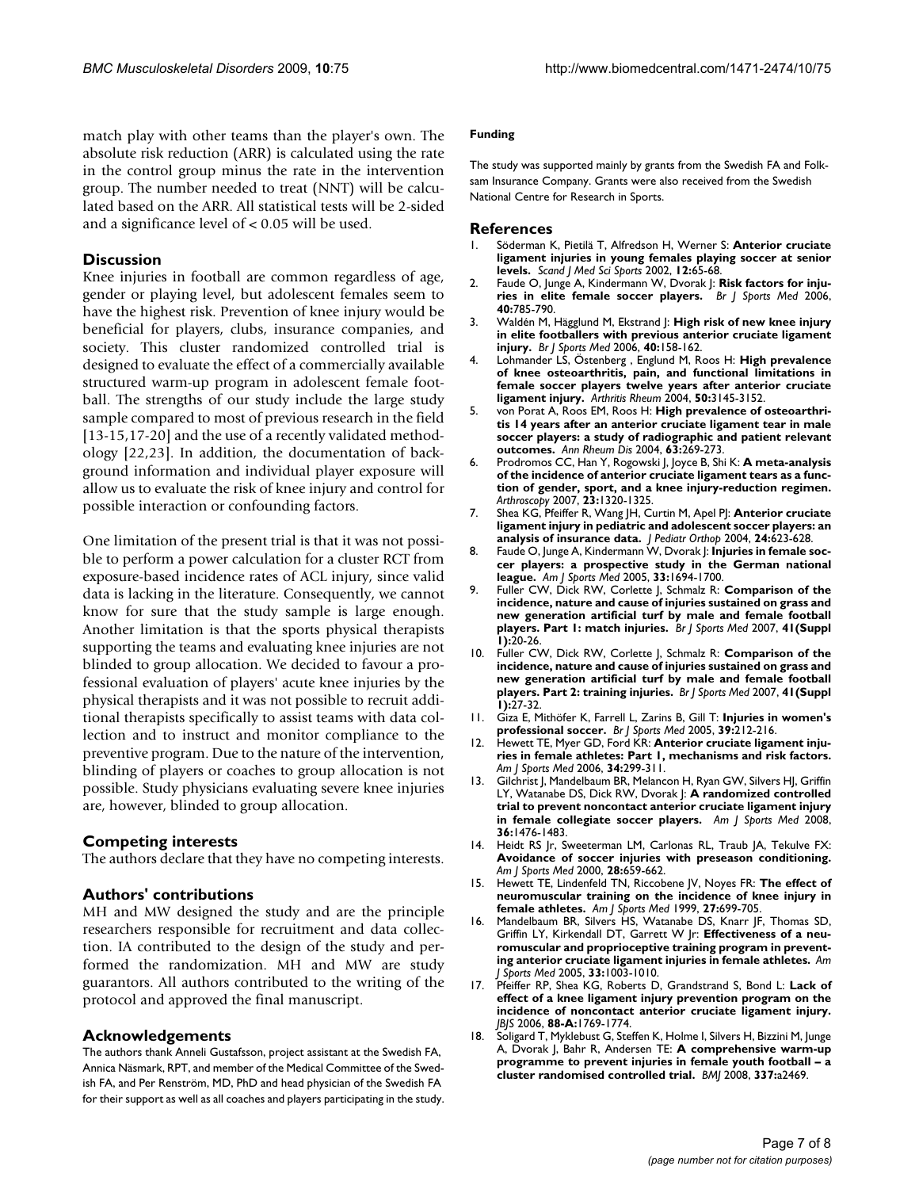match play with other teams than the player's own. The absolute risk reduction (ARR) is calculated using the rate in the control group minus the rate in the intervention group. The number needed to treat (NNT) will be calculated based on the ARR. All statistical tests will be 2-sided and a significance level of < 0.05 will be used.

## Discussion

Knee injuries in football are common regardless of age, gender or playing level, but adolescent females seem to have the highest risk. Prevention of knee injury would be beneficial for players, clubs, insurance companies, and society. This cluster randomized controlled trial is designed to evaluate the effect of a commercially available structured warm-up program in adolescent female football. The strengths of our study include the large study sample compared to most of previous research in the field [13-15,17-20] and the use of a recently validated methodology [22,23]. In addition, the documentation of background information and individual player exposure will allow us to evaluate the risk of knee injury and control for possible interaction or confounding factors.

One limitation of the present trial is that it was not possible to perform a power calculation for a cluster RCT from exposure-based incidence rates of ACL injury, since valid data is lacking in the literature. Consequently, we cannot know for sure that the study sample is large enough. Another limitation is that the sports physical therapists supporting the teams and evaluating knee injuries are not blinded to group allocation. We decided to favour a professional evaluation of players' acute knee injuries by the physical therapists and it was not possible to recruit additional therapists specifically to assist teams with data collection and to instruct and monitor compliance to the preventive program. Due to the nature of the intervention, blinding of players or coaches to group allocation is not possible. Study physicians evaluating severe knee injuries are, however, blinded to group allocation.

## Competing interests

The authors declare that they have no competing interests.

## Authors' contributions

MH and MW designed the study and are the principle researchers responsible for recruitment and data collection. IA contributed to the design of the study and performed the randomization. MH and MW are study guarantors. All authors contributed to the writing of the protocol and approved the final manuscript.

## Acknowledgements

The authors thank Anneli Gustafsson, project assistant at the Swedish FA, Annica Näsmark, RPT, and member of the Medical Committee of the Swedish FA, and Per Renström, MD, PhD and head physician of the Swedish FA for their support as well as all coaches and players participating in the study.

#### Funding

The study was supported mainly by grants from the Swedish FA and Folksam Insurance Company. Grants were also received from the Swedish National Centre for Research in Sports.

## References

1. Söderman K, Pietilä T, Alfredson H, Werner S: **Anterior cruciate ligament injuries in young females playing soccer at senior levels.** *Scand J Med Sci Sports* 2002, **12:**65-68.
2. Faude O, Junge A, Kindermann W, Dvorak J: **Risk factors for injuries in elite female soccer players.** *Br J Sports Med* 2006, **40:**785-790.
3. Waldén M, Hägglund M, Ekstrand J: **High risk of new knee injury in elite footballers with previous anterior cruciate ligament injury.** *Br J Sports Med* 2006, **40:**158-162.
4. Lohmander LS, Östenberg , Englund M, Roos H: **High prevalence of knee osteoarthritis, pain, and functional limitations in female soccer players twelve years after anterior cruciate ligament injury.** *Arthritis Rheum* 2004, **50:**3145-3152.
5. von Porat A, Roos EM, Roos H: **High prevalence of osteoarthritis 14 years after an anterior cruciate ligament tear in male soccer players: a study of radiographic and patient relevant outcomes.** *Ann Rheum Dis* 2004, **63:**269-273.
6. Prodromos CC, Han Y, Rogowski J, Joyce B, Shi K: **A meta-analysis of the incidence of anterior cruciate ligament tears as a function of gender, sport, and a knee injury-reduction regimen.** *Arthroscopy* 2007, **23:**1320-1325.
7. Shea KG, Pfeiffer R, Wang JH, Curtin M, Apel PJ: **Anterior cruciate ligament injury in pediatric and adolescent soccer players: an analysis of insurance data.** *J Pediatr Orthop* 2004, **24:**623-628.
8. Faude O, Junge A, Kindermann W, Dvorak J: **Injuries in female soccer players: a prospective study in the German national league.** *Am J Sports Med* 2005, **33:**1694-1700.
9. Fuller CW, Dick RW, Corlette J, Schmalz R: **Comparison of the incidence, nature and cause of injuries sustained on grass and new generation artificial turf by male and female football players. Part 1: match injuries.** *Br J Sports Med* 2007, **41(Suppl 1):**20-26.
10. Fuller CW, Dick RW, Corlette J, Schmalz R: **Comparison of the incidence, nature and cause of injuries sustained on grass and new generation artificial turf by male and female football players. Part 2: training injuries.** *Br J Sports Med* 2007, **41(Suppl 1):**27-32.
11. Giza E, Mithöfer K, Farrell L, Zarins B, Gill T: **Injuries in women's professional soccer.** *Br J Sports Med* 2005, **39:**212-216.
12. Hewett TE, Myer GD, Ford KR: **Anterior cruciate ligament injuries in female athletes: Part 1, mechanisms and risk factors.** *Am J Sports Med* 2006, **34:**299-311.
13. Gilchrist J, Mandelbaum BR, Melancon H, Ryan GW, Silvers HJ, Griffin LY, Watanabe DS, Dick RW, Dvorak J: **A randomized controlled trial to prevent noncontact anterior cruciate ligament injury in female collegiate soccer players.** *Am J Sports Med* 2008, **36:**1476-1483.
14. Heidt RS Jr, Sweeterman LM, Carlonas RL, Traub JA, Tekulve FX: **Avoidance of soccer injuries with preseason conditioning.** *Am J Sports Med* 2000, **28:**659-662.
15. Hewett TE, Lindenfeld TN, Riccobene JV, Noyes FR: **The effect of neuromuscular training on the incidence of knee injury in female athletes.** *Am J Sports Med* 1999, **27:**699-705.
16. Mandelbaum BR, Silvers HS, Watanabe DS, Knarr JF, Thomas SD, Griffin LY, Kirkendall DT, Garrett W Jr: **Effectiveness of a neuromuscular and proprioceptive training program in preventing anterior cruciate ligament injuries in female athletes.** *Am J Sports Med* 2005, **33:**1003-1010.
17. Pfeiffer RP, Shea KG, Roberts D, Grandstrand S, Bond L: **Lack of effect of a knee ligament injury prevention program on the incidence of noncontact anterior cruciate ligament injury.** *JBJS* 2006, **88-A:**1769-1774.
18. Soligard T, Myklebust G, Steffen K, Holme I, Silvers H, Bizzini M, Junge A, Dvorak J, Bahr R, Andersen TE: **A comprehensive warm-up programme to prevent injuries in female youth football – a cluster randomised controlled trial.** *BMJ* 2008, **337:**a2469.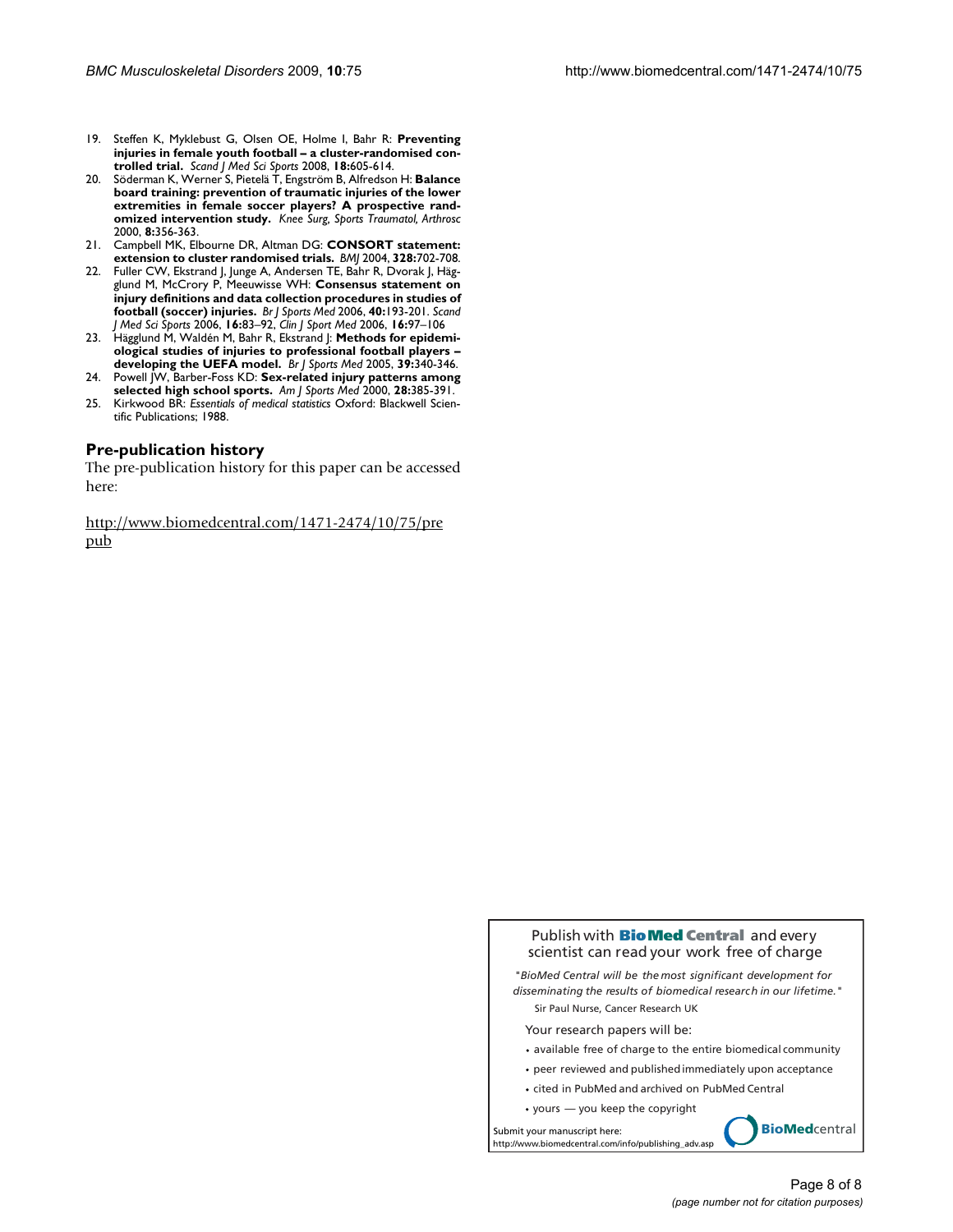19. Steffen K, Myklebust G, Olsen OE, Holme I, Bahr R: **Preventing injuries in female youth football – a cluster-randomised controlled trial.** *Scand J Med Sci Sports* 2008, **18:**605-614.
20. Söderman K, Werner S, Pietelä T, Engström B, Alfredson H: **Balance board training: prevention of traumatic injuries of the lower extremities in female soccer players? A prospective randomized intervention study.** *Knee Surg, Sports Traumatol, Arthrosc* 2000, **8:**356-363.
21. Campbell MK, Elbourne DR, Altman DG: **CONSORT statement: extension to cluster randomised trials.** *BMJ* 2004, **328:**702-708.
22. Fuller CW, Ekstrand J, Junge A, Andersen TE, Bahr R, Dvorak J, Hägglund M, McCrory P, Meeuwisse WH: **Consensus statement on injury definitions and data collection procedures in studies of football (soccer) injuries.** *Br J Sports Med* 2006, **40:**193-201. *Scand J Med Sci Sports* 2006, **16:**83–92, *Clin J Sport Med* 2006, **16:**97–106
23. Hägglund M, Waldén M, Bahr R, Ekstrand J: **Methods for epidemiological studies of injuries to professional football players – developing the UEFA model.** *Br J Sports Med* 2005, **39:**340-346.
24. Powell JW, Barber-Foss KD: **Sex-related injury patterns among selected high school sports.** *Am J Sports Med* 2000, **28:**385-391.
25. Kirkwood BR: *Essentials of medical statistics* Oxford: Blackwell Scientific Publications; 1988.

## Pre-publication history

The pre-publication history for this paper can be accessed here:

http://www.biomedcentral.com/1471-2474/10/75/prepub

Publish with **BioMed Central** and every scientist can read your work free of charge

*"BioMed Central will be the most significant development for disseminating the results of biomedical research in our lifetime."*
Sir Paul Nurse, Cancer Research UK

Your research papers will be:

- available free of charge to the entire biomedical community
- peer reviewed and published immediately upon acceptance
- cited in PubMed and archived on PubMed Central
- yours — you keep the copyright

Submit your manuscript here:
http://www.biomedcentral.com/info/publishing_adv.asp

**BioMed**central